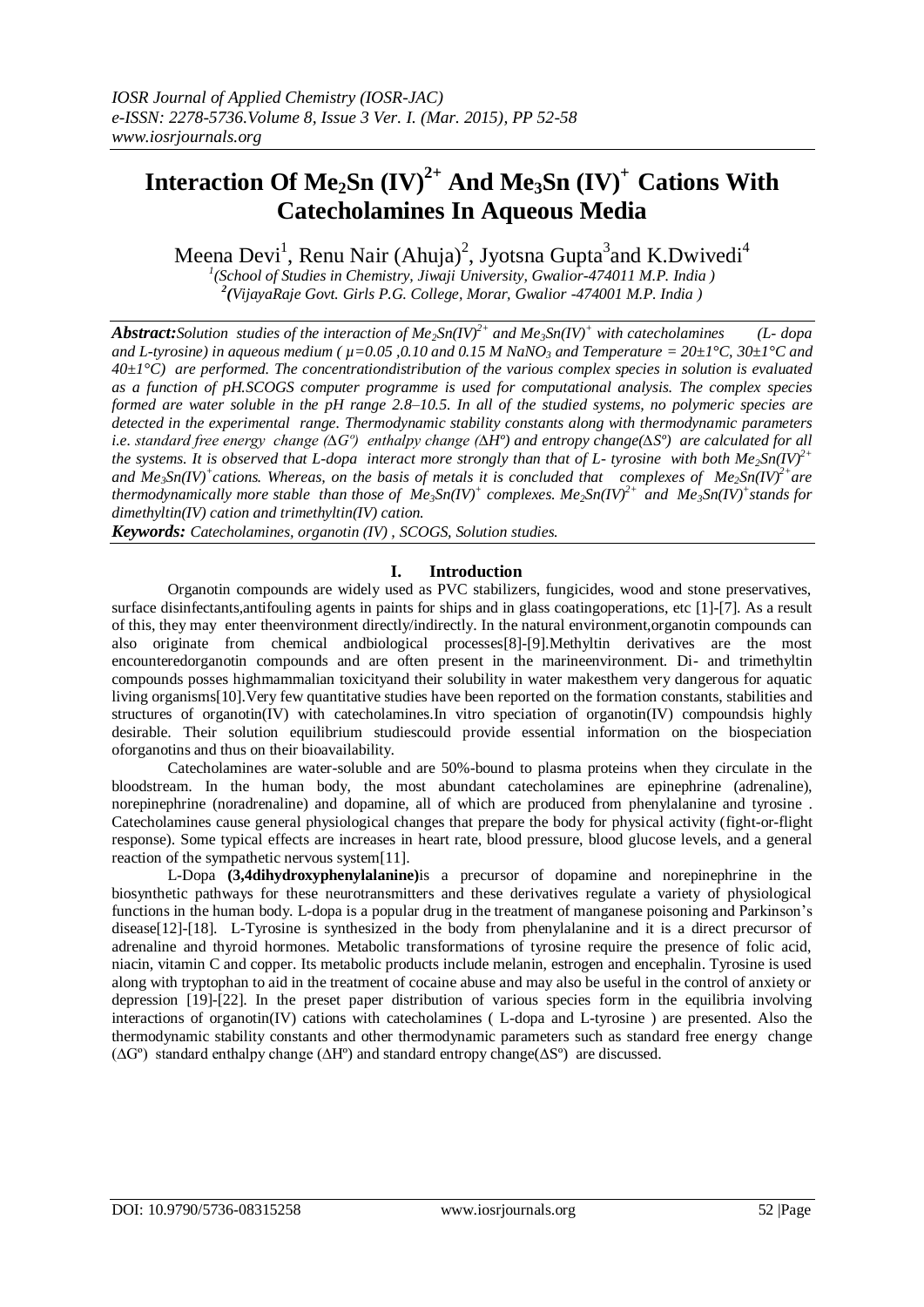*IOSR Journal of Applied Chemistry (IOSR-JAC)*
*e-ISSN: 2278-5736.Volume 8, Issue 3 Ver. I. (Mar. 2015), PP 52-58*
*www.iosrjournals.org*

# Interaction Of $Me_2Sn(IV)^{2+}$ And $Me_3Sn(IV)^{+}$ Cations With Catecholamines In Aqueous Media

Meena Devi[1], Renu Nair (Ahuja)[2], Jyotsna Gupta[3] and K.Dwivedi[4]

[1](School of Studies in Chemistry, Jiwaji University, Gwalior-474011 M.P. India )
[2](VijayaRaje Govt. Girls P.G. College, Morar, Gwalior -474001 M.P. India )

***Abstract:*** *Solution studies of the interaction of $Me_2Sn(IV)^{2+}$ and $Me_3Sn(IV)^{+}$ with catecholamines (L- dopa and L-tyrosine) in aqueous medium ( $\mu$=0.05 ,0.10 and 0.15 M $NaNO_3$ and Temperature = 20±1°C, 30±1°C and 40±1°C) are performed. The concentrationdistribution of the various complex species in solution is evaluated as a function of pH.SCOGS computer programme is used for computational analysis. The complex species formed are water soluble in the pH range 2.8–10.5. In all of the studied systems, no polymeric species are detected in the experimental range. Thermodynamic stability constants along with thermodynamic parameters i.e. standard free energy change ($\Delta G^o$) enthalpy change ($\Delta H^o$) and entropy change($\Delta S^o$) are calculated for all the systems. It is observed that L-dopa interact more strongly than that of L- tyrosine with both $Me_2Sn(IV)^{2+}$ and $Me_3Sn(IV)^{+}$cations. Whereas, on the basis of metals it is concluded that complexes of $Me_2Sn(IV)^{2+}$are thermodynamically more stable than those of $Me_3Sn(IV)^{+}$ complexes. $Me_2Sn(IV)^{2+}$ and $Me_3Sn(IV)^{+}$stands for dimethyltin(IV) cation and trimethyltin(IV) cation.*

***Keywords:*** *Catecholamines, organotin (IV) , SCOGS, Solution studies.*

## I. Introduction

Organotin compounds are widely used as PVC stabilizers, fungicides, wood and stone preservatives, surface disinfectants,antifouling agents in paints for ships and in glass coatingoperations, etc [1]-[7]. As a result of this, they may enter theenvironment directly/indirectly. In the natural environment,organotin compounds can also originate from chemical andbiological processes[8]-[9].Methyltin derivatives are the most encounteredorganotin compounds and are often present in the marineenvironment. Di- and trimethyltin compounds posses highmammalian toxicityand their solubility in water makesthem very dangerous for aquatic living organisms[10].Very few quantitative studies have been reported on the formation constants, stabilities and structures of organotin(IV) with catecholamines.In vitro speciation of organotin(IV) compoundsis highly desirable. Their solution equilibrium studiescould provide essential information on the biospeciation oforganotins and thus on their bioavailability.

Catecholamines are water-soluble and are 50%-bound to plasma proteins when they circulate in the bloodstream. In the human body, the most abundant catecholamines are epinephrine (adrenaline), norepinephrine (noradrenaline) and dopamine, all of which are produced from phenylalanine and tyrosine . Catecholamines cause general physiological changes that prepare the body for physical activity (fight-or-flight response). Some typical effects are increases in heart rate, blood pressure, blood glucose levels, and a general reaction of the sympathetic nervous system[11].

L-Dopa **(3,4dihydroxyphenylalanine)**is a precursor of dopamine and norepinephrine in the biosynthetic pathways for these neurotransmitters and these derivatives regulate a variety of physiological functions in the human body. L-dopa is a popular drug in the treatment of manganese poisoning and Parkinson's disease[12]-[18]. L-Tyrosine is synthesized in the body from phenylalanine and it is a direct precursor of adrenaline and thyroid hormones. Metabolic transformations of tyrosine require the presence of folic acid, niacin, vitamin C and copper. Its metabolic products include melanin, estrogen and encephalin. Tyrosine is used along with tryptophan to aid in the treatment of cocaine abuse and may also be useful in the control of anxiety or depression [19]-[22]. In the preset paper distribution of various species form in the equilibria involving interactions of organotin(IV) cations with catecholamines ( L-dopa and L-tyrosine ) are presented. Also the thermodynamic stability constants and other thermodynamic parameters such as standard free energy change ($\Delta G^o$) standard enthalpy change ($\Delta H^o$) and standard entropy change($\Delta S^o$) are discussed.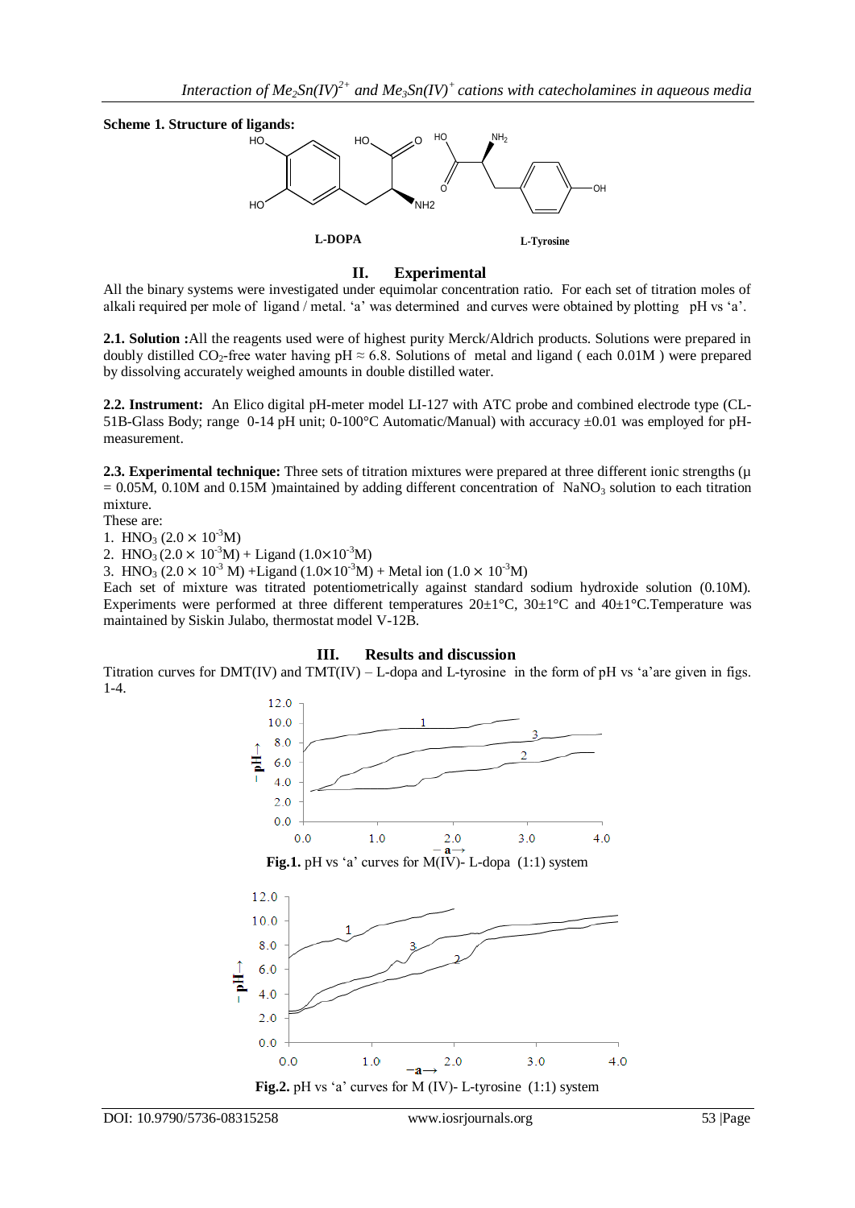**Scheme 1. Structure of ligands:**

L-DOPA L-Tyrosine

## II. Experimental

All the binary systems were investigated under equimolar concentration ratio. For each set of titration moles of alkali required per mole of ligand / metal. 'a' was determined and curves were obtained by plotting pH vs 'a'.

**2.1. Solution :** All the reagents used were of highest purity Merck/Aldrich products. Solutions were prepared in doubly distilled $CO_2$-free water having pH ≈ 6.8. Solutions of metal and ligand ( each 0.01M ) were prepared by dissolving accurately weighed amounts in double distilled water.

**2.2. Instrument:** An Elico digital pH-meter model LI-127 with ATC probe and combined electrode type (CL-51B-Glass Body; range 0-14 pH unit; 0-100°C Automatic/Manual) with accuracy ±0.01 was employed for pH-measurement.

**2.3. Experimental technique:** Three sets of titration mixtures were prepared at three different ionic strengths (μ = 0.05M, 0.10M and 0.15M )maintained by adding different concentration of $NaNO_3$ solution to each titration mixture.

These are:

1. $HNO_3$ ($2.0 \times 10^{-3}$M)
2. $HNO_3$ ($2.0 \times 10^{-3}$M) + Ligand ($1.0 \times 10^{-3}$M)
3. $HNO_3$ ($2.0 \times 10^{-3}$ M) +Ligand ($1.0 \times 10^{-3}$M) + Metal ion ($1.0 \times 10^{-3}$M)

Each set of mixture was titrated potentiometrically against standard sodium hydroxide solution (0.10M). Experiments were performed at three different temperatures 20±1°C, 30±1°C and 40±1°C.Temperature was maintained by Siskin Julabo, thermostat model V-12B.

## III. Results and discussion

Titration curves for DMT(IV) and TMT(IV) – L-dopa and L-tyrosine in the form of pH vs 'a'are given in figs. 1-4.

**Fig.1.** pH vs 'a' curves for M(IV)- L-dopa (1:1) system

**Fig.2.** pH vs 'a' curves for M (IV)- L-tyrosine (1:1) system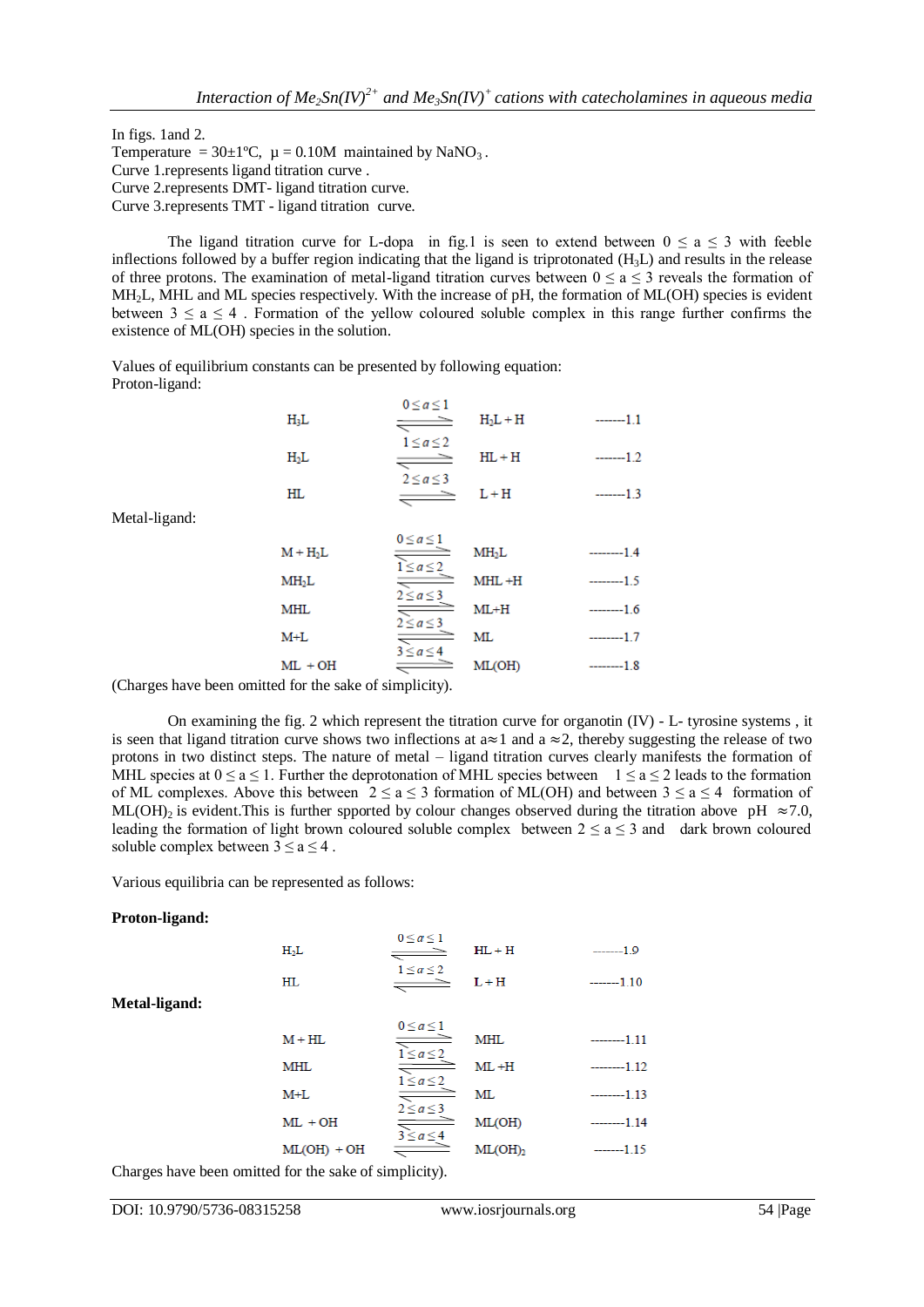In figs. 1and 2.
Temperature = 30±1ºC, μ = 0.10M maintained by $NaNO_3$.
Curve 1.represents ligand titration curve .
Curve 2.represents DMT- ligand titration curve.
Curve 3.represents TMT - ligand titration curve.

The ligand titration curve for L-dopa in fig.1 is seen to extend between $0 \leq a \leq 3$ with feeble inflections followed by a buffer region indicating that the ligand is triprotonated ($H_3L$) and results in the release of three protons. The examination of metal-ligand titration curves between $0 \leq a \leq 3$ reveals the formation of $MH_2L$, MHL and ML species respectively. With the increase of pH, the formation of ML(OH) species is evident between $3 \leq a \leq 4$ . Formation of the yellow coloured soluble complex in this range further confirms the existence of ML(OH) species in the solution.

Values of equilibrium constants can be presented by following equation:
Proton-ligand:

$$H_3L \underset{}{\overset{0 \leq a \leq 1}{\rightleftharpoons}} H_2L + H \quad \text{-------1.1}$$

$$H_2L \underset{}{\overset{1 \leq a \leq 2}{\rightleftharpoons}} HL + H \quad \text{-------1.2}$$

$$HL \underset{}{\overset{2 \leq a \leq 3}{\rightleftharpoons}} L + H \quad \text{-------1.3}$$

Metal-ligand:

$$M + H_2L \underset{}{\overset{0 \leq a \leq 1}{\rightleftharpoons}} MH_2L \quad \text{--------1.4}$$

$$MH_2L \underset{}{\overset{1 \leq a \leq 2}{\rightleftharpoons}} MHL + H \quad \text{--------1.5}$$

$$MHL \underset{}{\overset{2 \leq a \leq 3}{\rightleftharpoons}} ML + H \quad \text{--------1.6}$$

$$M + L \underset{}{\overset{2 \leq a \leq 3}{\rightleftharpoons}} ML \quad \text{--------1.7}$$

$$ML + OH \underset{}{\overset{3 \leq a \leq 4}{\rightleftharpoons}} ML(OH) \quad \text{--------1.8}$$

(Charges have been omitted for the sake of simplicity).

On examining the fig. 2 which represent the titration curve for organotin (IV) - L- tyrosine systems , it is seen that ligand titration curve shows two inflections at a≈1 and a ≈2, thereby suggesting the release of two protons in two distinct steps. The nature of metal – ligand titration curves clearly manifests the formation of MHL species at $0 \leq a \leq 1$. Further the deprotonation of MHL species between $1 \leq a \leq 2$ leads to the formation of ML complexes. Above this between $2 \leq a \leq 3$ formation of ML(OH) and between $3 \leq a \leq 4$ formation of $ML(OH)_2$ is evident.This is further spported by colour changes observed during the titration above pH ≈7.0, leading the formation of light brown coloured soluble complex between $2 \leq a \leq 3$ and dark brown coloured soluble complex between $3 \leq a \leq 4$ .

Various equilibria can be represented as follows:

**Proton-ligand:**

$$H_2L \underset{}{\overset{0 \leq a \leq 1}{\rightleftharpoons}} HL + H \quad \text{-------1.9}$$

$$HL \underset{}{\overset{1 \leq a \leq 2}{\rightleftharpoons}} L + H \quad \text{-------1.10}$$

**Metal-ligand:**

$$M + HL \underset{}{\overset{0 \leq a \leq 1}{\rightleftharpoons}} MHL \quad \text{--------1.11}$$

$$MHL \underset{}{\overset{1 \leq a \leq 2}{\rightleftharpoons}} ML + H \quad \text{--------1.12}$$

$$M + L \underset{}{\overset{1 \leq a \leq 2}{\rightleftharpoons}} ML \quad \text{--------1.13}$$

$$ML + OH \underset{}{\overset{2 \leq a \leq 3}{\rightleftharpoons}} ML(OH) \quad \text{--------1.14}$$

$$ML(OH) + OH \underset{}{\overset{3 \leq a \leq 4}{\rightleftharpoons}} ML(OH)_2 \quad \text{-------1.15}$$

Charges have been omitted for the sake of simplicity).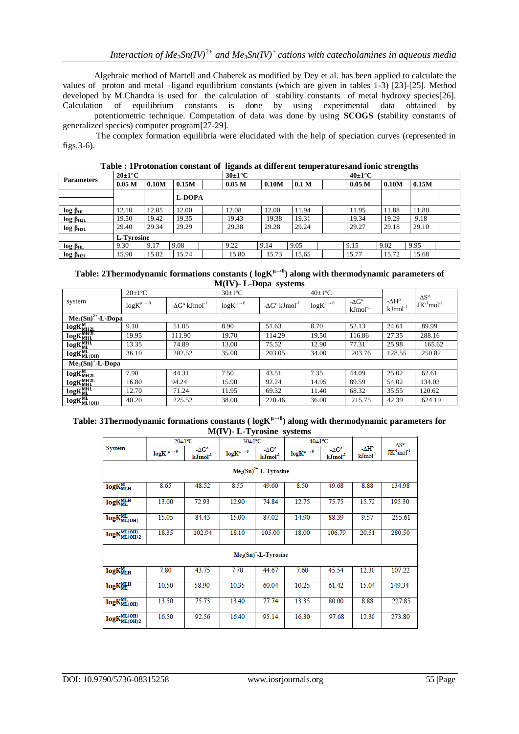Algebraic method of Martell and Chaberek as modified by Dey et al. has been applied to calculate the values of proton and metal –ligand equilibrium constants (which are given in tables 1-3) [23]-[25]. Method developed by M.Chandra is used for the calculation of stability constants of metal hydroxy species[26]. Calculation of equilibrium constants is done by using experimental data obtained by potentiometric technique. Computation of data was done by using **SCOGS (**stability constants of generalized species) computer program[27-29].

The complex formation equilibria were elucidated with the help of speciation curves (represented in figs.3-6).

**Table : 1Protonation constant of ligands at different temperaturesand ionic strengths**

| Parameters | 20±1°C | | | 30±1°C | | | 40±1°C | | |
|---|---|---|---|---|---|---|---|---|---|
| | 0.05 M | 0.10M | 0.15M | 0.05 M | 0.10M | 0.1 M | 0.05 M | 0.10M | 0.15M |
| | | | **L-DOPA** | | | | | | |
| $\log \beta_{HL}$ | 12.10 | 12.05 | 12.00 | 12.08 | 12.00 | 11.94 | 11.95 | 11.88 | 11.80 |
| $\log \beta_{H2L}$ | 19.50 | 19.42 | 19.35 | 19.43 | 19.38 | 19.31 | 19.34 | 19.29 | 9.18 |
| $\log \beta_{H3L}$ | 29.40 | 29.34 | 29.29 | 29.38 | 29.28 | 29.24 | 29.27 | 29.18 | 29.10 |
| **L-Tyrosine** | | | | | | | | | |
| $\log \beta_{HL}$ | 9.30 | 9.17 | 9.08 | 9.22 | 9.14 | 9.05 | 9.15 | 9.02 | 9.95 |
| $\log \beta_{H2L}$ | 15.90 | 15.82 | 15.74 | 15.80 | 15.73 | 15.65 | 15.77 | 15.72 | 15.68 |

**Table: 2Thermodynamic formations constants ( $\log K^{\mu \to 0}$) along with thermodynamic parameters of M(IV)- L-Dopa systems**

| system | 20±1°C | | 30±1°C | | 40±1°C | | | |
|---|---|---|---|---|---|---|---|---|
| | $\log K^{\mu \to 0}$ | $-\Delta G^o$ $kJmol^{-1}$ | $\log K^{\mu \to 0}$ | $-\Delta G^o$ $kJmol^{-1}$ | $\log K^{\mu \to 0}$ | $-\Delta G^o$ $kJmol^{-1}$ | $-\Delta H^o$ $kJmol^{-1}$ | $\Delta S^o$ $JK^{-1}mol^{-1}$ |
| **$Me_2(Sn)^{2+}$-L-Dopa** | | | | | | | | |
| $\log K^{M}_{MH2L}$ | 9.10 | 51.05 | 8.90 | 51.63 | 8.70 | 52.13 | 24.61 | 89.99 |
| $\log K^{MH2L}_{MHL}$ | 19.95 | 111.90 | 19.70 | 114.29 | 19.50 | 116.86 | 27.35 | 288.16 |
| $\log K^{MHL}_{ML}$ | 13.35 | 74.89 | 13.00 | 75.52 | 12.90 | 77.31 | 25.98 | 165.62 |
| $\log K^{ML}_{ML(OH)}$ | 36.10 | 202.52 | 35.00 | 203.05 | 34.00 | 203.76 | 128.55 | 250.82 |
| **$Me_3(Sn)^{+}$-L-Dopa** | | | | | | | | |
| $\log K^{M}_{MH2L}$ | 7.90 | 44.31 | 7.50 | 43.51 | 7.35 | 44.09 | 25.02 | 62.61 |
| $\log K^{MH2L}_{MHL}$ | 16.80 | 94.24 | 15.90 | 92.24 | 14.95 | 89.59 | 54.02 | 134.03 |
| $\log K^{MHL}_{ML}$ | 12.70 | 71.24 | 11.95 | 69.32 | 11.40 | 68.32 | 35.55 | 120.62 |
| $\log K^{ML}_{ML(OH)}$ | 40.20 | 225.52 | 38.00 | 220.46 | 36.00 | 215.75 | 42.39 | 624.19 |

**Table: 3Thermodynamic formations constants ( $\log K^{\mu \to 0}$) along with thermodynamic parameters for M(IV)- L-Tyrosine systems**

| System | 20±1°C | | 30±1°C | | 40±1°C | | | |
|---|---|---|---|---|---|---|---|---|
| | $\log K^{\mu \to 0}$ | $-\Delta G^o$ $kJmol^{-1}$ | $\log K^{\mu \to 0}$ | $-\Delta G^o$ $kJmol^{-1}$ | $\log K^{\mu \to 0}$ | $-\Delta G^o$ $kJmol^{-1}$ | $-\Delta H^o$ $kJmol^{-1}$ | $\Delta S^o$ $JK^{-1}mol^{-1}$ |
| **$Me_2(Sn)^{2+}$-L-Tyrosine** | | | | | | | | |
| $\log K^{M}_{MLH}$ | 8.65 | 48.52 | 8.55 | 49.60 | 8.50 | 49.68 | 8.88 | 134.98 |
| $\log K^{MLH}_{ML}$ | 13.00 | 72.93 | 12.90 | 74.84 | 12.75 | 75.75 | 15.72 | 195.30 |
| $\log K^{ML}_{ML(OH)}$ | 15.05 | 84.43 | 15.00 | 87.02 | 14.90 | 88.39 | 9.57 | 255.61 |
| $\log K^{ML(OH)}_{ML(OH)2}$ | 18.35 | 102.94 | 18.10 | 105.00 | 18.00 | 106.79 | 20.51 | 280.50 |
| **$Me_3(Sn)^{+}$-L-Tyrosine** | | | | | | | | |
| $\log K^{M}_{MLH}$ | 7.80 | 43.75 | 7.70 | 44.67 | 7.60 | 45.54 | 12.30 | 107.22 |
| $\log K^{MLH}_{ML}$ | 10.50 | 58.90 | 10.35 | 60.04 | 10.25 | 61.42 | 15.04 | 149.34 |
| $\log K^{ML}_{ML(OH)}$ | 13.50 | 75.73 | 13.40 | 77.74 | 13.35 | 80.00 | 8.88 | 227.85 |
| $\log K^{ML(OH)}_{ML(OH)2}$ | 16.50 | 92.56 | 16.40 | 95.14 | 16.30 | 97.68 | 12.30 | 273.80 |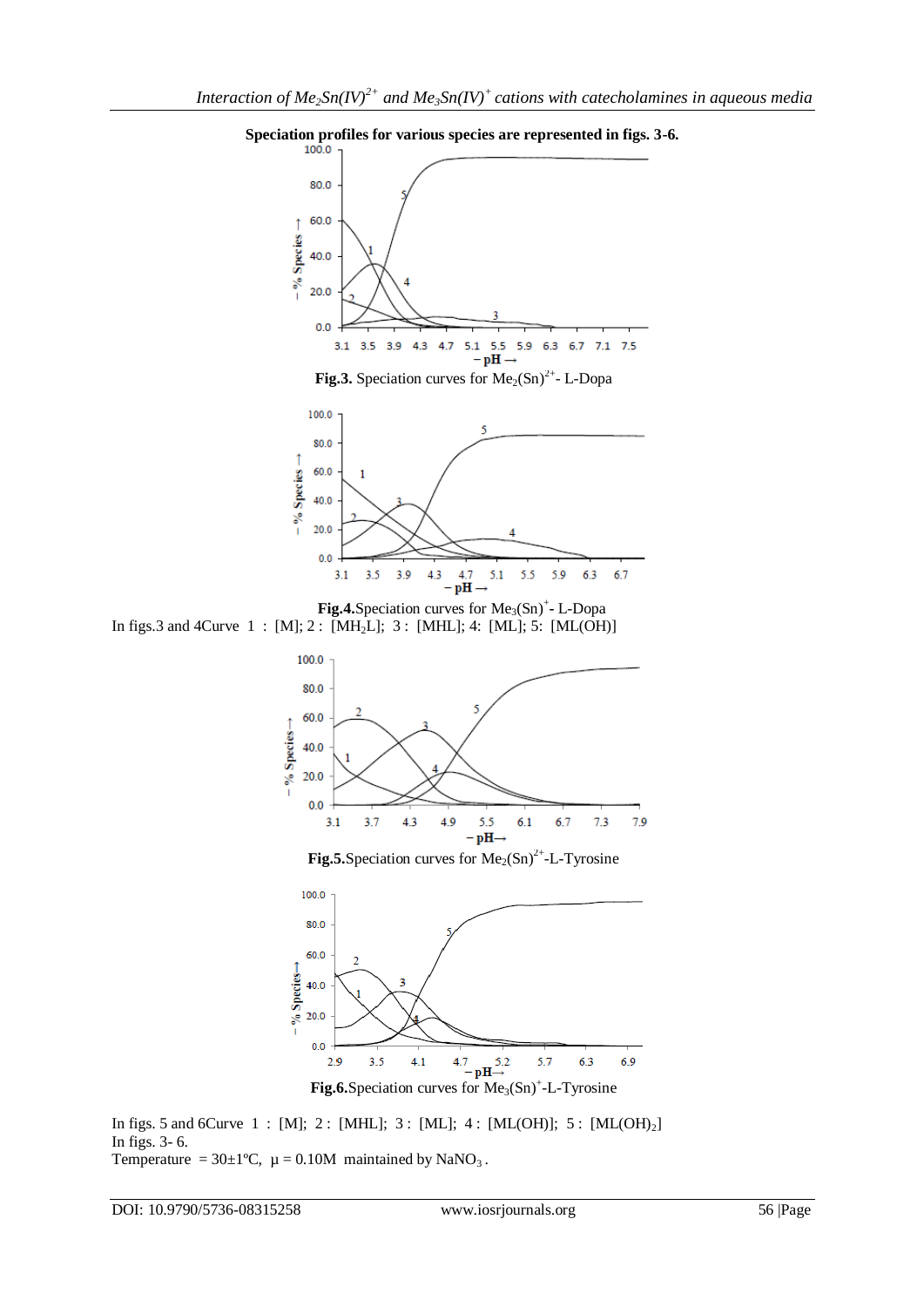**Speciation profiles for various species are represented in figs. 3-6.**

**Fig.3.** Speciation curves for $Me_2(Sn)^{2+}$- L-Dopa

**Fig.4.**Speciation curves for $Me_3(Sn)^{+}$- L-Dopa

In figs.3 and 4Curve 1 : [M]; 2 : [$MH_2L$]; 3 : [MHL]; 4: [ML]; 5: [ML(OH)]

**Fig.5.**Speciation curves for $Me_2(Sn)^{2+}$-L-Tyrosine

**Fig.6.**Speciation curves for $Me_3(Sn)^{+}$-L-Tyrosine

In figs. 5 and 6Curve 1 : [M]; 2 : [MHL]; 3 : [ML]; 4 : [ML(OH)]; 5 : [$ML(OH)_2$]

In figs. 3- 6.

Temperature = 30±1ºC, μ = 0.10M maintained by $NaNO_3$.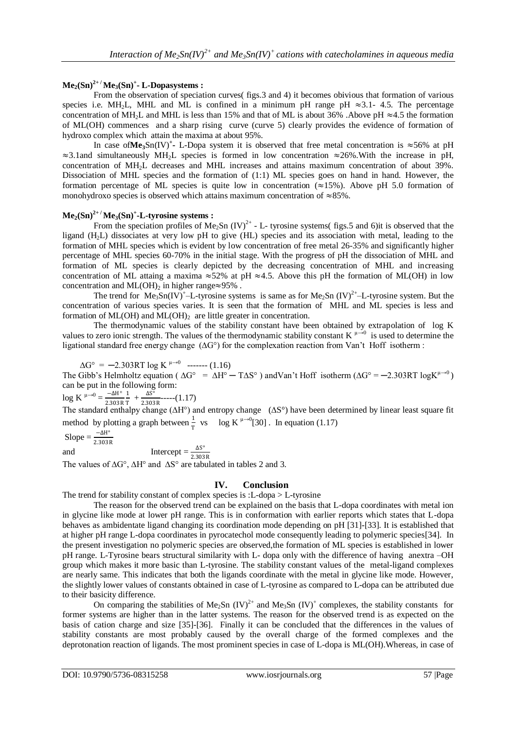### $Me_2(Sn)^{2+}$ / $Me_3(Sn)^{+}$- L-Dopasystems :

From the observation of speciation curves( figs.3 and 4) it becomes obivious that formation of various species i.e. $MH_2L$, MHL and ML is confined in a minimum pH range pH ≈3.1- 4.5. The percentage concentration of $MH_2L$ and MHL is less than 15% and that of ML is about 36% .Above pH ≈4.5 the formation of ML(OH) commences and a sharp rising curve (curve 5) clearly provides the evidence of formation of hydroxo complex which attain the maxima at about 95%.

In case of**$Me_3$**$Sn(IV)^{+}$- L-Dopa system it is observed that free metal concentration is ≈56% at pH ≈3.1and simultaneously $MH_2L$ species is formed in low concentration ≈26%.With the increase in pH, concentration of $MH_2L$ decreases and MHL increases and attains maximum concentration of about 39%. Dissociation of MHL species and the formation of (1:1) ML species goes on hand in hand. However, the formation percentage of ML species is quite low in concentration (≈15%). Above pH 5.0 formation of monohydroxo species is observed which attains maximum concentration of ≈85%.

### $Me_2(Sn)^{2+}$ / $Me_3(Sn)^{+}$-L-tyrosine systems :

From the speciation profiles of $Me_2Sn\ (IV)^{2+}$ - L- tyrosine systems( figs.5 and 6)it is observed that the ligand ($H_2L$) dissociates at very low pH to give (HL) species and its association with metal, leading to the formation of MHL species which is evident by low concentration of free metal 26-35% and significantly higher percentage of MHL species 60-70% in the initial stage. With the progress of pH the dissociation of MHL and formation of ML species is clearly depicted by the decreasing concentration of MHL and increasing concentration of ML attaing a maxima ≈52% at pH ≈4.5. Above this pH the formation of ML(OH) in low concentration and $ML(OH)_2$ in higher range≈95% .

The trend for $Me_3Sn(IV)^{+}$–L-tyrosine systems is same as for $Me_2Sn\ (IV)^{2+}$–L-tyrosine system. But the concentration of various species varies. It is seen that the formation of MHL and ML species is less and formation of ML(OH) and $ML(OH)_2$ are little greater in concentration.

The thermodynamic values of the stability constant have been obtained by extrapolation of log K values to zero ionic strength. The values of the thermodynamic stability constant $K^{\mu\to 0}$ is used to determine the ligational standard free energy change (ΔG°) for the complexation reaction from Van't Hoff isotherm :

$$\Delta G^\circ = -2.303RT \log K^{\mu\to 0} \quad \text{------- (1.16)}$$

The Gibb's Helmholtz equation ( $\Delta G^\circ = \Delta H^\circ - T\Delta S^\circ$ ) andVan't Hoff isotherm ($\Delta G^\circ = -2.303RT \log K^{\mu\to 0}$) can be put in the following form:

$$\log K^{\mu\to 0} = \frac{-\Delta H^\circ}{2.303R}\frac{1}{T} + \frac{\Delta S^\circ}{2.303R} \quad \text{-----(1.17)}$$

The standard enthalpy change (ΔH°) and entropy change (ΔS°) have been determined by linear least square fit method by plotting a graph between $\frac{1}{T}$ vs $\log K^{\mu\to 0}$[30] . In equation (1.17)

$$\text{Slope} = \frac{-\Delta H^\circ}{2.303R}$$

and

$$\text{Intercept} = \frac{\Delta S^\circ}{2.303R}$$

The values of ΔG°, ΔH° and ΔS° are tabulated in tables 2 and 3.

## IV. Conclusion

The trend for stability constant of complex species is :L-dopa > L-tyrosine

The reason for the observed trend can be explained on the basis that L-dopa coordinates with metal ion in glycine like mode at lower pH range. This is in conformation with earlier reports which states that L-dopa behaves as ambidentate ligand changing its coordination mode depending on pH [31]-[33]. It is established that at higher pH range L-dopa coordinates in pyrocatechol mode consequently leading to polymeric species[34]. In the present investigation no polymeric species are observed,the formation of ML species is established in lower pH range. L-Tyrosine bears structural similarity with L- dopa only with the difference of having anextra –OH group which makes it more basic than L-tyrosine. The stability constant values of the metal-ligand complexes are nearly same. This indicates that both the ligands coordinate with the metal in glycine like mode. However, the slightly lower values of constants obtained in case of L-tyrosine as compared to L-dopa can be attributed due to their basicity difference.

On comparing the stabilities of $Me_2Sn\ (IV)^{2+}$ and $Me_3Sn\ (IV)^{+}$ complexes, the stability constants for former systems are higher than in the latter systems. The reason for the observed trend is as expected on the basis of cation charge and size [35]-[36]. Finally it can be concluded that the differences in the values of stability constants are most probably caused by the overall charge of the formed complexes and the deprotonation reaction of ligands. The most prominent species in case of L-dopa is ML(OH).Whereas, in case of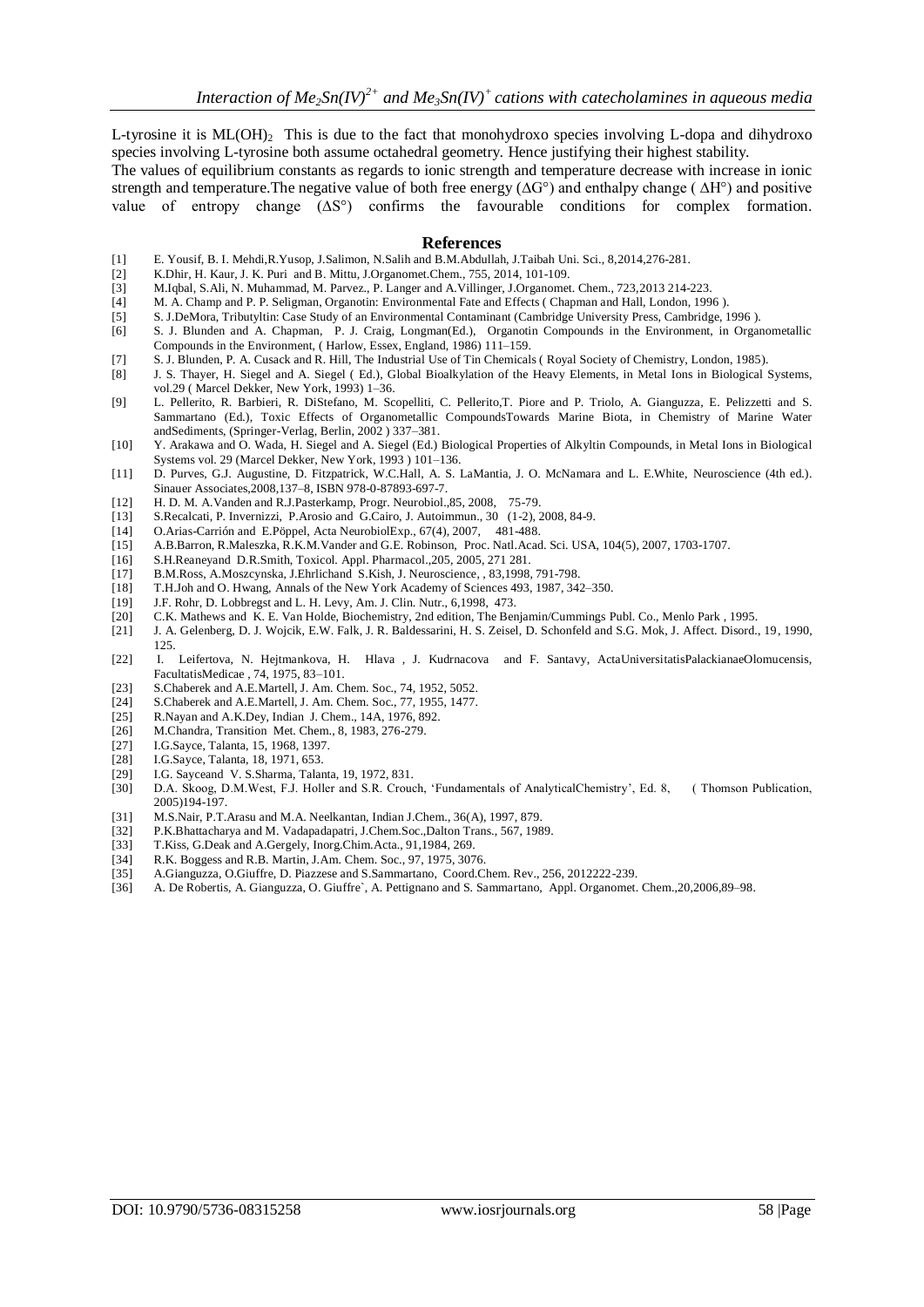L-tyrosine it is $ML(OH)_2$ This is due to the fact that monohydroxo species involving L-dopa and dihydroxo species involving L-tyrosine both assume octahedral geometry. Hence justifying their highest stability.

The values of equilibrium constants as regards to ionic strength and temperature decrease with increase in ionic strength and temperature.The negative value of both free energy ($\Delta G°$) and enthalpy change ( $\Delta H°$) and positive value of entropy change ($\Delta S°$) confirms the favourable conditions for complex formation.

## References

- [1] E. Yousif, B. I. Mehdi,R.Yusop, J.Salimon, N.Salih and B.M.Abdullah, J.Taibah Uni. Sci., 8,2014,276-281.
- [2] K.Dhir, H. Kaur, J. K. Puri and B. Mittu, J.Organomet.Chem., 755, 2014, 101-109.
- [3] M.Iqbal, S.Ali, N. Muhammad, M. Parvez., P. Langer and A.Villinger, J.Organomet. Chem., 723,2013 214-223.
- [4] M. A. Champ and P. P. Seligman, Organotin: Environmental Fate and Effects ( Chapman and Hall, London, 1996 ).
- [5] S. J.DeMora, Tributyltin: Case Study of an Environmental Contaminant (Cambridge University Press, Cambridge, 1996 ).
- [6] S. J. Blunden and A. Chapman, P. J. Craig, Longman(Ed.), Organotin Compounds in the Environment, in Organometallic Compounds in the Environment, ( Harlow, Essex, England, 1986) 111–159.
- [7] S. J. Blunden, P. A. Cusack and R. Hill, The Industrial Use of Tin Chemicals ( Royal Society of Chemistry, London, 1985).
- [8] J. S. Thayer, H. Siegel and A. Siegel ( Ed.), Global Bioalkylation of the Heavy Elements, in Metal Ions in Biological Systems, vol.29 ( Marcel Dekker, New York, 1993) 1–36.
- [9] L. Pellerito, R. Barbieri, R. DiStefano, M. Scopelliti, C. Pellerito,T. Piore and P. Triolo, A. Gianguzza, E. Pelizzetti and S. Sammartano (Ed.), Toxic Effects of Organometallic CompoundsTowards Marine Biota, in Chemistry of Marine Water andSediments, (Springer-Verlag, Berlin, 2002 ) 337–381.
- [10] Y. Arakawa and O. Wada, H. Siegel and A. Siegel (Ed.) Biological Properties of Alkyltin Compounds, in Metal Ions in Biological Systems vol. 29 (Marcel Dekker, New York, 1993 ) 101–136.
- [11] D. Purves, G.J. Augustine, D. Fitzpatrick, W.C.Hall, A. S. LaMantia, J. O. McNamara and L. E.White, Neuroscience (4th ed.). Sinauer Associates,2008,137–8, ISBN 978-0-87893-697-7.
- [12] H. D. M. A.Vanden and R.J.Pasterkamp, Progr. Neurobiol.,85, 2008, 75-79.
- [13] S.Recalcati, P. Invernizzi, P.Arosio and G.Cairo, J. Autoimmun., 30 (1-2), 2008, 84-9.
- [14] O.Arias-Carrión and E.Pöppel, Acta NeurobiolExp., 67(4), 2007, 481-488.
- [15] A.B.Barron, R.Maleszka, R.K.M.Vander and G.E. Robinson, Proc. Natl.Acad. Sci. USA, 104(5), 2007, 1703-1707.
- [16] S.H.Reaneyand D.R.Smith, Toxicol. Appl. Pharmacol.,205, 2005, 271 281.
- [17] B.M.Ross, A.Moszcynska, J.Ehrlichand S.Kish, J. Neuroscience, , 83,1998, 791-798.
- [18] T.H.Joh and O. Hwang, Annals of the New York Academy of Sciences 493, 1987, 342–350.
- [19] J.F. Rohr, D. Lobbregst and L. H. Levy, Am. J. Clin. Nutr., 6,1998, 473.
- [20] C.K. Mathews and K. E. Van Holde, Biochemistry, 2nd edition, The Benjamin/Cummings Publ. Co., Menlo Park , 1995.
- [21] J. A. Gelenberg, D. J. Wojcik, E.W. Falk, J. R. Baldessarini, H. S. Zeisel, D. Schonfeld and S.G. Mok, J. Affect. Disord., 19, 1990, 125.
- [22] I. Leifertova, N. Hejtmankova, H. Hlava , J. Kudrnacova and F. Santavy, ActaUniversitatisPalackianaeOlomucensis, FacultatisMedicae , 74, 1975, 83–101.
- [23] S.Chaberek and A.E.Martell, J. Am. Chem. Soc., 74, 1952, 5052.
- [24] S.Chaberek and A.E.Martell, J. Am. Chem. Soc., 77, 1955, 1477.
- [25] R.Nayan and A.K.Dey, Indian J. Chem., 14A, 1976, 892.
- [26] M.Chandra, Transition Met. Chem., 8, 1983, 276-279.
- [27] I.G.Sayce, Talanta, 15, 1968, 1397.
- [28] I.G.Sayce, Talanta, 18, 1971, 653.
- [29] I.G. Sayceand V. S.Sharma, Talanta, 19, 1972, 831.
- [30] D.A. Skoog, D.M.West, F.J. Holler and S.R. Crouch, 'Fundamentals of AnalyticalChemistry', Ed. 8, ( Thomson Publication, 2005)194-197.
- [31] M.S.Nair, P.T.Arasu and M.A. Neelkantan, Indian J.Chem., 36(A), 1997, 879.
- [32] P.K.Bhattacharya and M. Vadapadapatri, J.Chem.Soc.,Dalton Trans., 567, 1989.
- [33] T.Kiss, G.Deak and A.Gergely, Inorg.Chim.Acta., 91,1984, 269.
- [34] R.K. Boggess and R.B. Martin, J.Am. Chem. Soc., 97, 1975, 3076.
- [35] A.Gianguzza, O.Giuffre, D. Piazzese and S.Sammartano, Coord.Chem. Rev., 256, 2012222-239.
- [36] A. De Robertis, A. Gianguzza, O. Giuffre`, A. Pettignano and S. Sammartano, Appl. Organomet. Chem.,20,2006,89–98.